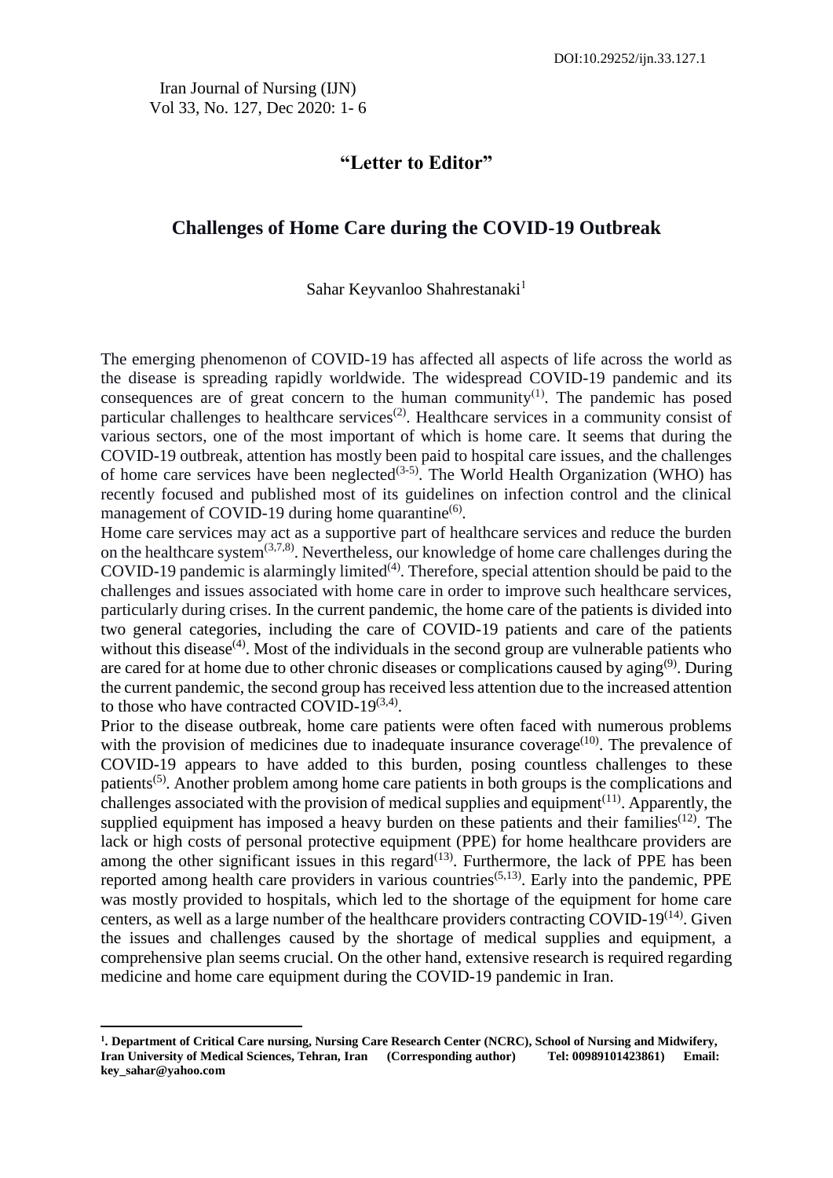**"Letter to Editor"**

# Challenges of Home Care during the COVID-19 Outbreak

Sahar Keyvanloo Shahrestanaki[1]

The emerging phenomenon of COVID-19 has affected all aspects of life across the world as the disease is spreading rapidly worldwide. The widespread COVID-19 pandemic and its consequences are of great concern to the human community[1]. The pandemic has posed particular challenges to healthcare services[2]. Healthcare services in a community consist of various sectors, one of the most important of which is home care. It seems that during the COVID-19 outbreak, attention has mostly been paid to hospital care issues, and the challenges of home care services have been neglected[3-5]. The World Health Organization (WHO) has recently focused and published most of its guidelines on infection control and the clinical management of COVID-19 during home quarantine[6].

Home care services may act as a supportive part of healthcare services and reduce the burden on the healthcare system[3,7,8]. Nevertheless, our knowledge of home care challenges during the COVID-19 pandemic is alarmingly limited[4]. Therefore, special attention should be paid to the challenges and issues associated with home care in order to improve such healthcare services, particularly during crises. In the current pandemic, the home care of the patients is divided into two general categories, including the care of COVID-19 patients and care of the patients without this disease[4]. Most of the individuals in the second group are vulnerable patients who are cared for at home due to other chronic diseases or complications caused by aging[9]. During the current pandemic, the second group has received less attention due to the increased attention to those who have contracted COVID-19[3,4].

Prior to the disease outbreak, home care patients were often faced with numerous problems with the provision of medicines due to inadequate insurance coverage[10]. The prevalence of COVID-19 appears to have added to this burden, posing countless challenges to these patients[5]. Another problem among home care patients in both groups is the complications and challenges associated with the provision of medical supplies and equipment[11]. Apparently, the supplied equipment has imposed a heavy burden on these patients and their families[12]. The lack or high costs of personal protective equipment (PPE) for home healthcare providers are among the other significant issues in this regard[13]. Furthermore, the lack of PPE has been reported among health care providers in various countries[5,13]. Early into the pandemic, PPE was mostly provided to hospitals, which led to the shortage of the equipment for home care centers, as well as a large number of the healthcare providers contracting COVID-19[14]. Given the issues and challenges caused by the shortage of medical supplies and equipment, a comprehensive plan seems crucial. On the other hand, extensive research is required regarding medicine and home care equipment during the COVID-19 pandemic in Iran.

---

**[1]. Department of Critical Care nursing, Nursing Care Research Center (NCRC), School of Nursing and Midwifery, Iran University of Medical Sciences, Tehran, Iran (Corresponding author) Tel: 00989101423861) Email: key_sahar@yahoo.com**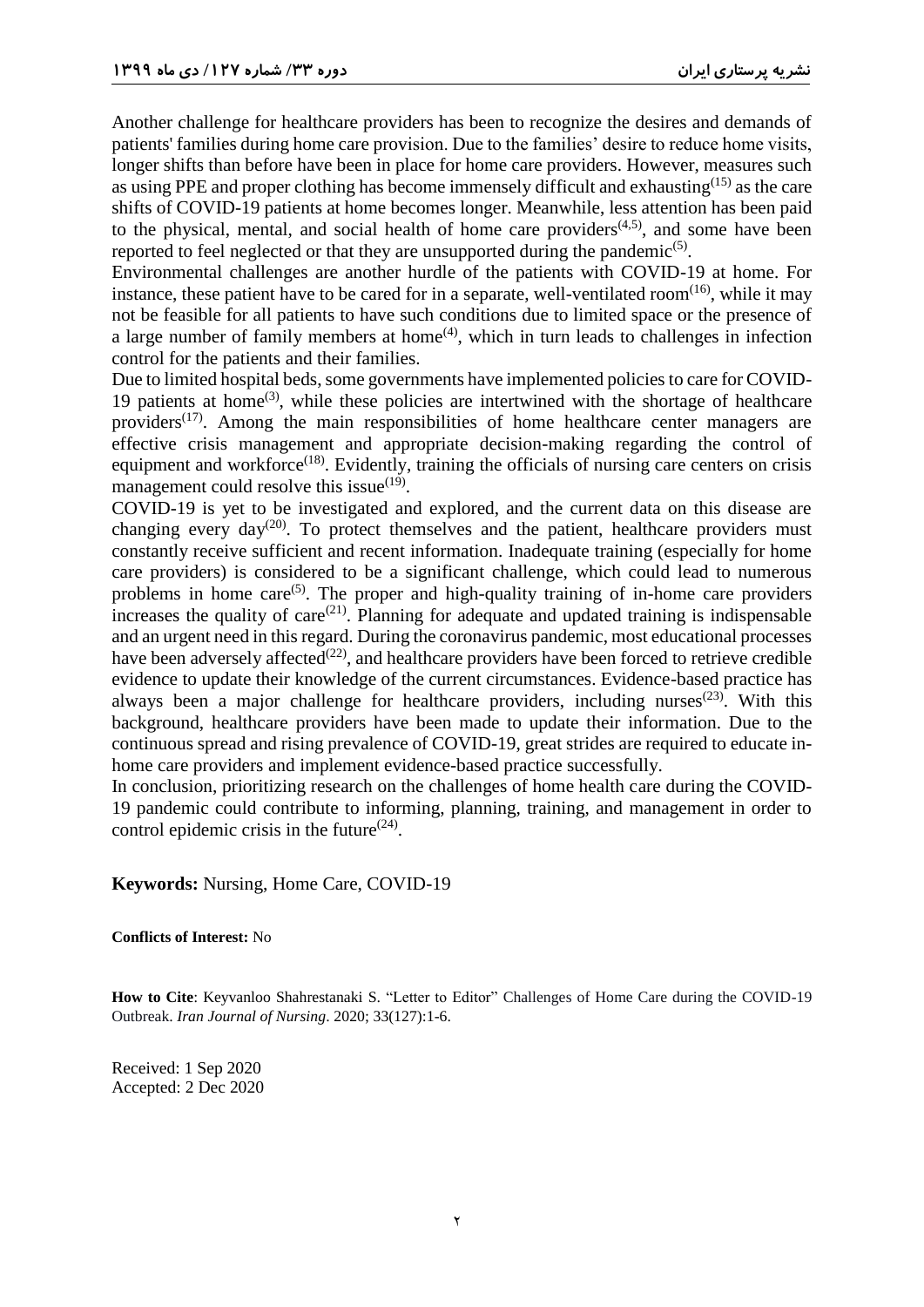Another challenge for healthcare providers has been to recognize the desires and demands of patients' families during home care provision. Due to the families' desire to reduce home visits, longer shifts than before have been in place for home care providers. However, measures such as using PPE and proper clothing has become immensely difficult and exhausting[15] as the care shifts of COVID-19 patients at home becomes longer. Meanwhile, less attention has been paid to the physical, mental, and social health of home care providers[4,5], and some have been reported to feel neglected or that they are unsupported during the pandemic[5].

Environmental challenges are another hurdle of the patients with COVID-19 at home. For instance, these patient have to be cared for in a separate, well-ventilated room[16], while it may not be feasible for all patients to have such conditions due to limited space or the presence of a large number of family members at home[4], which in turn leads to challenges in infection control for the patients and their families.

Due to limited hospital beds, some governments have implemented policies to care for COVID-19 patients at home[3], while these policies are intertwined with the shortage of healthcare providers[17]. Among the main responsibilities of home healthcare center managers are effective crisis management and appropriate decision-making regarding the control of equipment and workforce[18]. Evidently, training the officials of nursing care centers on crisis management could resolve this issue[19].

COVID-19 is yet to be investigated and explored, and the current data on this disease are changing every day[20]. To protect themselves and the patient, healthcare providers must constantly receive sufficient and recent information. Inadequate training (especially for home care providers) is considered to be a significant challenge, which could lead to numerous problems in home care[5]. The proper and high-quality training of in-home care providers increases the quality of care[21]. Planning for adequate and updated training is indispensable and an urgent need in this regard. During the coronavirus pandemic, most educational processes have been adversely affected[22], and healthcare providers have been forced to retrieve credible evidence to update their knowledge of the current circumstances. Evidence-based practice has always been a major challenge for healthcare providers, including nurses[23]. With this background, healthcare providers have been made to update their information. Due to the continuous spread and rising prevalence of COVID-19, great strides are required to educate in-home care providers and implement evidence-based practice successfully.

In conclusion, prioritizing research on the challenges of home health care during the COVID-19 pandemic could contribute to informing, planning, training, and management in order to control epidemic crisis in the future[24].

**Keywords:** Nursing, Home Care, COVID-19

**Conflicts of Interest:** No

**How to Cite**: Keyvanloo Shahrestanaki S. "Letter to Editor" Challenges of Home Care during the COVID-19 Outbreak. *Iran Journal of Nursing*. 2020; 33(127):1-6.

Received: 1 Sep 2020
Accepted: 2 Dec 2020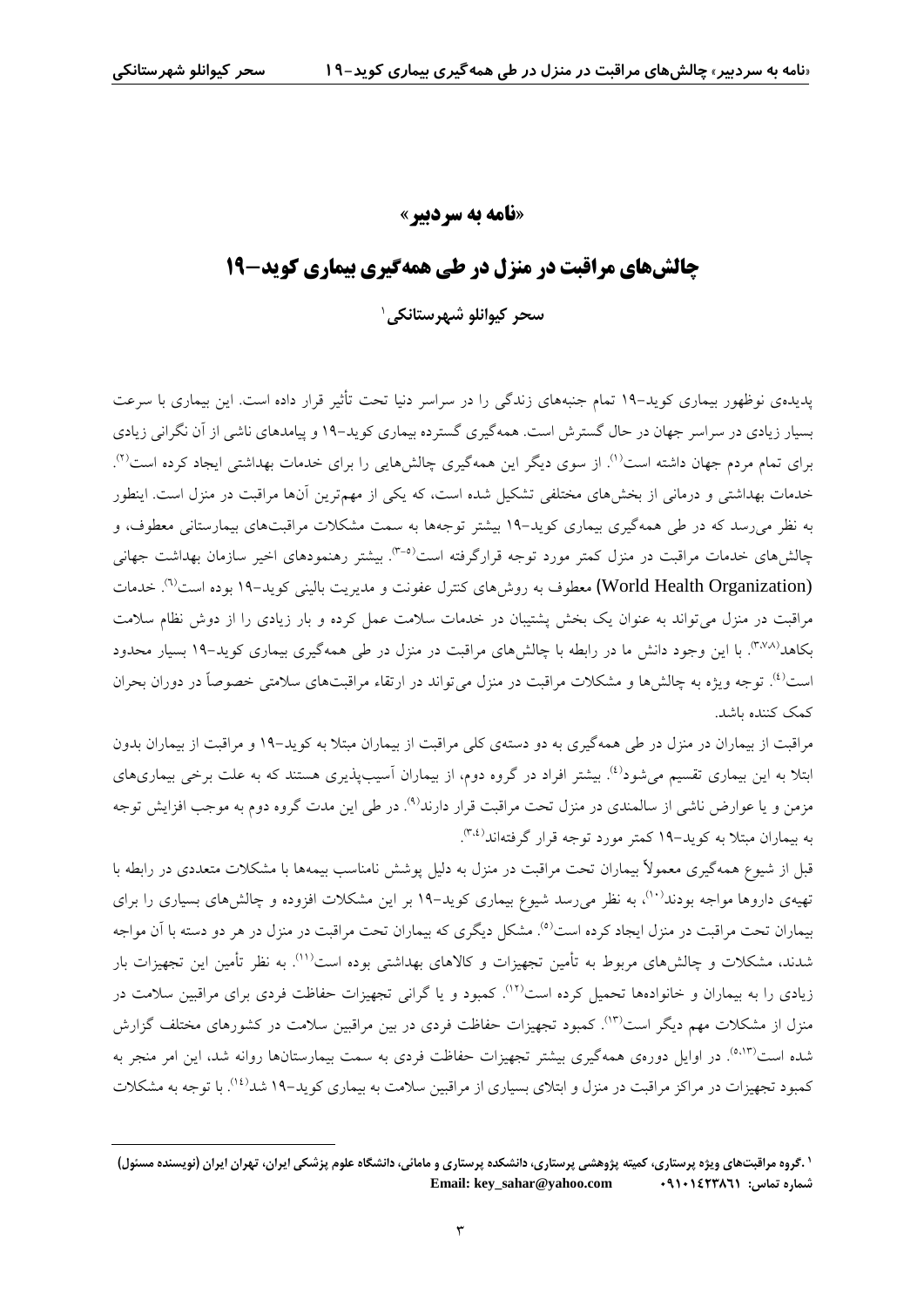# «نامه به سردبیر»

# چالش‌های مراقبت در منزل در طی همه‌گیری بیماری کوید-۱۹

**سحر کیوانلو شهرستانکی**[۱]

پدیده‌ی نوظهور بیماری کوید-۱۹ تمام جنبه‌های زندگی را در سراسر دنیا تحت تأثیر قرار داده است. این بیماری با سرعت بسیار زیادی در سراسر جهان در حال گسترش است. همه‌گیری گسترده بیماری کوید-۱۹ و پیامدهای ناشی از آن نگرانی زیادی برای تمام مردم جهان داشته است[۱]. از سوی دیگر این همه‌گیری چالش‌هایی را برای خدمات بهداشتی ایجاد کرده است[۲]. خدمات بهداشتی و درمانی از بخش‌های مختلفی تشکیل شده است، که یکی از مهم‌ترین آن‌ها مراقبت در منزل است. اینطور به نظر می‌رسد که در طی همه‌گیری بیماری کوید-۱۹ بیشتر توجه‌ها به سمت مشکلات مراقبت‌های بیمارستانی معطوف، و چالش‌های خدمات مراقبت در منزل کمتر مورد توجه قرارگرفته است[۳-۵]. بیشتر رهنمودهای اخیر سازمان بهداشت جهانی (World Health Organization) معطوف به روش‌های کنترل عفونت و مدیریت بالینی کوید-۱۹ بوده است[۶]. خدمات مراقبت در منزل می‌تواند به عنوان یک بخش پشتیبان در خدمات سلامت عمل کرده و بار زیادی را از دوش نظام سلامت بکاهد[۳،۷،۸]. با این وجود دانش ما در رابطه با چالش‌های مراقبت در منزل در طی همه‌گیری بیماری کوید-۱۹ بسیار محدود است[۴]. توجه ویژه به چالش‌ها و مشکلات مراقبت در منزل می‌تواند در ارتقاء مراقبت‌های سلامتی خصوصاً در دوران بحران کمک کننده باشد.

مراقبت از بیماران در منزل در طی همه‌گیری به دو دسته‌ی کلی مراقبت از بیماران مبتلا به کوید-۱۹ و مراقبت از بیماران بدون ابتلا به این بیماری تقسیم می‌شود[۴]. بیشتر افراد در گروه دوم، از بیماران آسیب‌پذیری هستند که به علت برخی بیماری‌های مزمن و یا عوارض ناشی از سالمندی در منزل تحت مراقبت قرار دارند[۹]. در طی این مدت گروه دوم به موجب افزایش توجه به بیماران مبتلا به کوید-۱۹ کمتر مورد توجه قرار گرفته‌اند[۳،۴].

قبل از شیوع همه‌گیری معمولاً بیماران تحت مراقبت در منزل به دلیل پوشش نامناسب بیمه‌ها با مشکلات متعددی در رابطه با تهیه‌ی داروها مواجه بودند[۱۰]، به نظر می‌رسد شیوع بیماری کوید-۱۹ بر این مشکلات افزوده و چالش‌های بسیاری را برای بیماران تحت مراقبت در منزل ایجاد کرده است[۵]. مشکل دیگری که بیماران تحت مراقبت در منزل در هر دو دسته با آن مواجه شدند، مشکلات و چالش‌های مربوط به تأمین تجهیزات و کالاهای بهداشتی بوده است[۱۱]. به نظر تأمین این تجهیزات بار زیادی را به بیماران و خانواده‌ها تحمیل کرده است[۱۲]. کمبود و یا گرانی تجهیزات حفاظت فردی برای مراقبین سلامت در منزل از مشکلات مهم دیگر است[۱۳]. کمبود تجهیزات حفاظت فردی در بین مراقبین سلامت در کشورهای مختلف گزارش شده است[۵،۱۳]. در اوایل دوره‌ی همه‌گیری بیشتر تجهیزات حفاظت فردی به سمت بیمارستان‌ها روانه شد، این امر منجر به کمبود تجهیزات در مراکز مراقبت در منزل و ابتلای بسیاری از مراقبین سلامت به بیماری کوید-۱۹ شد[۱۴]. با توجه به مشکلات

---

[۱] .گروه مراقبت‌های ویژه پرستاری، کمیته پژوهشی پرستاری، دانشکده پرستاری و مامائی، دانشگاه علوم پزشکی ایران، تهران ایران (نویسنده مسئول)
شماره تماس: ۰۹۱۰۱۴۲۳۸۶۱ Email: key_sahar@yahoo.com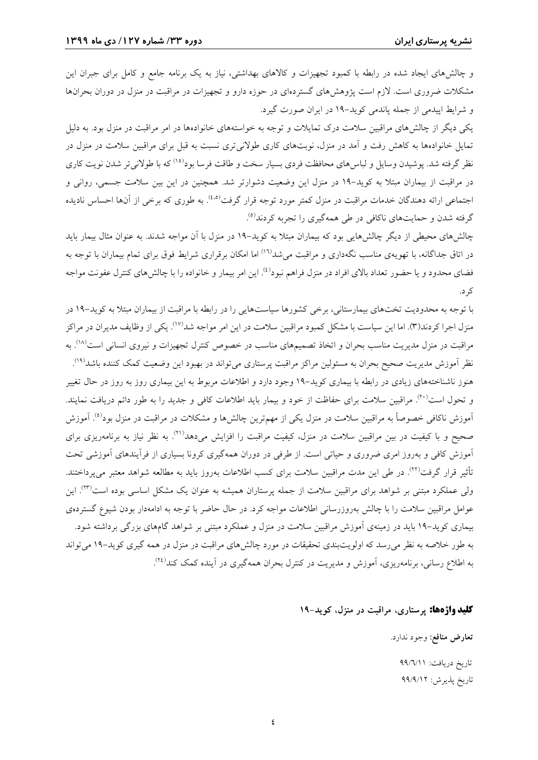و چالش‌های ایجاد شده در رابطه با کمبود تجهیزات و کالاهای بهداشتی، نیاز به یک برنامه جامع و کامل برای جبران این مشکلات ضروری است. لازم است پژوهش‌های گسترده‌ای در حوزه دارو و تجهیزات در مراقبت در منزل در دوران بحران‌ها و شرایط اپیدمی از جمله پاندمی کوید-۱۹ در ایران صورت گیرد.

یکی دیگر از چالش‌های مراقبین سلامت درک تمایلات و توجه به خواسته‌های خانواده‌ها در امر مراقبت در منزل بود. به دلیل تمایل خانواده‌ها به کاهش رفت و آمد در منزل، نوبت‌های کاری طولانی‌تری نسبت به قبل برای مراقبین سلامت در منزل در نظر گرفته شد. پوشیدن وسایل و لباس‌های محافظت فردی بسیار سخت و طاقت فرسا بود[۱۵] که با طولانی‌تر شدن نوبت کاری در مراقبت از بیماران مبتلا به کوید-۱۹ در منزل این وضعیت دشوارتر شد. همچنین در این بین سلامت جسمی، روانی و اجتماعی ارائه دهندگان خدمات مراقبت در منزل کمتر مورد توجه قرار گرفت[۴،۵]. به طوری که برخی از آنها احساس نادیده گرفته شدن و حمایت‌های ناکافی در طی همه‌گیری را تجربه کردند[۵].

چالش‌های محیطی از دیگر چالش‌هایی بود که بیماران مبتلا به کوید-۱۹ در منزل با آن مواجه شدند. به عنوان مثال بیمار باید در اتاق جداگانه، با تهویه‌ی مناسب نگه‌داری و مراقبت می‌شد[۱۶] اما امکان برقراری شرایط فوق برای تمام بیماران با توجه به فضای محدود و یا حضور تعداد بالای افراد در منزل فراهم نبود[۴]. این امر بیمار و خانواده را با چالش‌های کنترل عفونت مواجه کرد.

با توجه به محدودیت تخت‌های بیمارستانی، برخی کشورها سیاست‌هایی را در رابطه با مراقبت از بیماران مبتلا به کوید-۱۹ در منزل اجرا کردند(۳). اما این سیاست با مشکل کمبود مراقبین سلامت در این امر مواجه شد[۱۷]. یکی از وظایف مدیران در مراکز مراقبت در منزل مدیریت مناسب بحران و اتخاذ تصمیم‌های مناسب در خصوص کنترل تجهیزات و نیروی انسانی است[۱۸]. به نظر آموزش مدیریت صحیح بحران به مسئولین مراکز مراقبت پرستاری می‌تواند در بهبود این وضعیت کمک کننده باشد[۱۹].

هنوز ناشناخته‌های زیادی در رابطه با بیماری کوید-۱۹ وجود دارد و اطلاعات مربوط به این بیماری روز به روز در حال تغییر و تحول است[۲۰]. مراقبین سلامت برای حفاظت از خود و بیمار باید اطلاعات کافی و جدید را به طور دائم دریافت نمایند. آموزش ناکافی خصوصاً به مراقبین سلامت در منزل یکی از مهم‌ترین چالش‌ها و مشکلات در مراقبت در منزل بود[۵]. آموزش صحیح و با کیفیت در بین مراقبین سلامت در منزل، کیفیت مراقبت را افزایش می‌دهد[۲۱]. به نظر نیاز به برنامه‌ریزی برای آموزش کافی و به‌روز امری ضروری و حیاتی است. از طرفی در دوران همه‌گیری کرونا بسیاری از فرآیندهای آموزشی تحت تأثیر قرار گرفت[۲۲]. در طی این مدت مراقبین سلامت برای کسب اطلاعات به‌روز باید به مطالعه شواهد معتبر می‌پرداختند. ولی عملکرد مبتنی بر شواهد برای مراقبین سلامت از جمله پرستاران همیشه به عنوان یک مشکل اساسی بوده است[۲۳]. این عوامل مراقبین سلامت را با چالش به‌روزرسانی اطلاعات مواجه کرد. در حال حاضر با توجه به ادامه‌دار بودن شیوع گسترده‌ی بیماری کوید-۱۹ باید در زمینه‌ی آموزش مراقبین سلامت در منزل و عملکرد مبتنی بر شواهد گام‌های بزرگی برداشته شود.

به طور خلاصه به نظر می‌رسد که اولویت‌بندی تحقیقات در مورد چالش‌های مراقبت در منزل در همه گیری کوید-۱۹ می‌تواند به اطلاع رسانی، برنامه‌ریزی، آموزش و مدیریت در کنترل بحران همه‌گیری در آینده کمک کند[۲۴].

**کلید واژه‌ها:** پرستاری، مراقبت در منزل، کوید-۱۹

**تعارض منافع:** وجود ندارد.

تاریخ دریافت: ۹۹/۶/۱۱

تاریخ پذیرش: ۹۹/۹/۱۲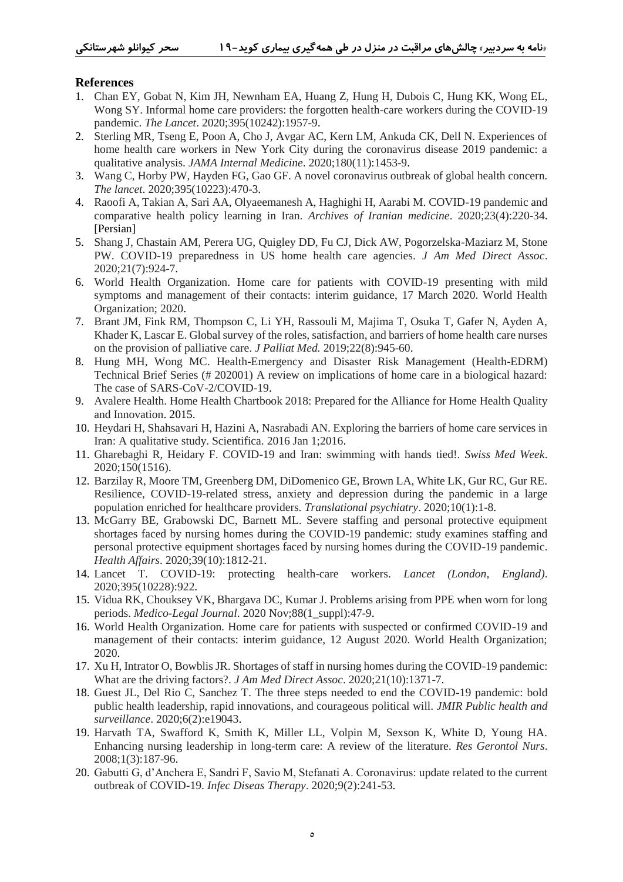## References

1. Chan EY, Gobat N, Kim JH, Newnham EA, Huang Z, Hung H, Dubois C, Hung KK, Wong EL, Wong SY. Informal home care providers: the forgotten health-care workers during the COVID-19 pandemic. *The Lancet*. 2020;395(10242):1957-9.
2. Sterling MR, Tseng E, Poon A, Cho J, Avgar AC, Kern LM, Ankuda CK, Dell N. Experiences of home health care workers in New York City during the coronavirus disease 2019 pandemic: a qualitative analysis. *JAMA Internal Medicine*. 2020;180(11):1453-9.
3. Wang C, Horby PW, Hayden FG, Gao GF. A novel coronavirus outbreak of global health concern. *The lancet*. 2020;395(10223):470-3.
4. Raoofi A, Takian A, Sari AA, Olyaeemanesh A, Haghighi H, Aarabi M. COVID-19 pandemic and comparative health policy learning in Iran. *Archives of Iranian medicine*. 2020;23(4):220-34. [Persian]
5. Shang J, Chastain AM, Perera UG, Quigley DD, Fu CJ, Dick AW, Pogorzelska-Maziarz M, Stone PW. COVID-19 preparedness in US home health care agencies. *J Am Med Direct Assoc*. 2020;21(7):924-7.
6. World Health Organization. Home care for patients with COVID-19 presenting with mild symptoms and management of their contacts: interim guidance, 17 March 2020. World Health Organization; 2020.
7. Brant JM, Fink RM, Thompson C, Li YH, Rassouli M, Majima T, Osuka T, Gafer N, Ayden A, Khader K, Lascar E. Global survey of the roles, satisfaction, and barriers of home health care nurses on the provision of palliative care. *J Palliat Med.* 2019;22(8):945-60.
8. Hung MH, Wong MC. Health-Emergency and Disaster Risk Management (Health-EDRM) Technical Brief Series (# 202001) A review on implications of home care in a biological hazard: The case of SARS-CoV-2/COVID-19.
9. Avalere Health. Home Health Chartbook 2018: Prepared for the Alliance for Home Health Quality and Innovation. 2015.
10. Heydari H, Shahsavari H, Hazini A, Nasrabadi AN. Exploring the barriers of home care services in Iran: A qualitative study. Scientifica. 2016 Jan 1;2016.
11. Gharebaghi R, Heidary F. COVID-19 and Iran: swimming with hands tied!. *Swiss Med Week*. 2020;150(1516).
12. Barzilay R, Moore TM, Greenberg DM, DiDomenico GE, Brown LA, White LK, Gur RC, Gur RE. Resilience, COVID-19-related stress, anxiety and depression during the pandemic in a large population enriched for healthcare providers. *Translational psychiatry*. 2020;10(1):1-8.
13. McGarry BE, Grabowski DC, Barnett ML. Severe staffing and personal protective equipment shortages faced by nursing homes during the COVID-19 pandemic: study examines staffing and personal protective equipment shortages faced by nursing homes during the COVID-19 pandemic. *Health Affairs*. 2020;39(10):1812-21.
14. Lancet T. COVID-19: protecting health-care workers. *Lancet (London, England)*. 2020;395(10228):922.
15. Vidua RK, Chouksey VK, Bhargava DC, Kumar J. Problems arising from PPE when worn for long periods. *Medico-Legal Journal*. 2020 Nov;88(1_suppl):47-9.
16. World Health Organization. Home care for patients with suspected or confirmed COVID-19 and management of their contacts: interim guidance, 12 August 2020. World Health Organization; 2020.
17. Xu H, Intrator O, Bowblis JR. Shortages of staff in nursing homes during the COVID-19 pandemic: What are the driving factors?. *J Am Med Direct Assoc*. 2020;21(10):1371-7.
18. Guest JL, Del Rio C, Sanchez T. The three steps needed to end the COVID-19 pandemic: bold public health leadership, rapid innovations, and courageous political will. *JMIR Public health and surveillance*. 2020;6(2):e19043.
19. Harvath TA, Swafford K, Smith K, Miller LL, Volpin M, Sexson K, White D, Young HA. Enhancing nursing leadership in long-term care: A review of the literature. *Res Gerontol Nurs*. 2008;1(3):187-96.
20. Gabutti G, d'Anchera E, Sandri F, Savio M, Stefanati A. Coronavirus: update related to the current outbreak of COVID-19. *Infec Diseas Therapy*. 2020;9(2):241-53.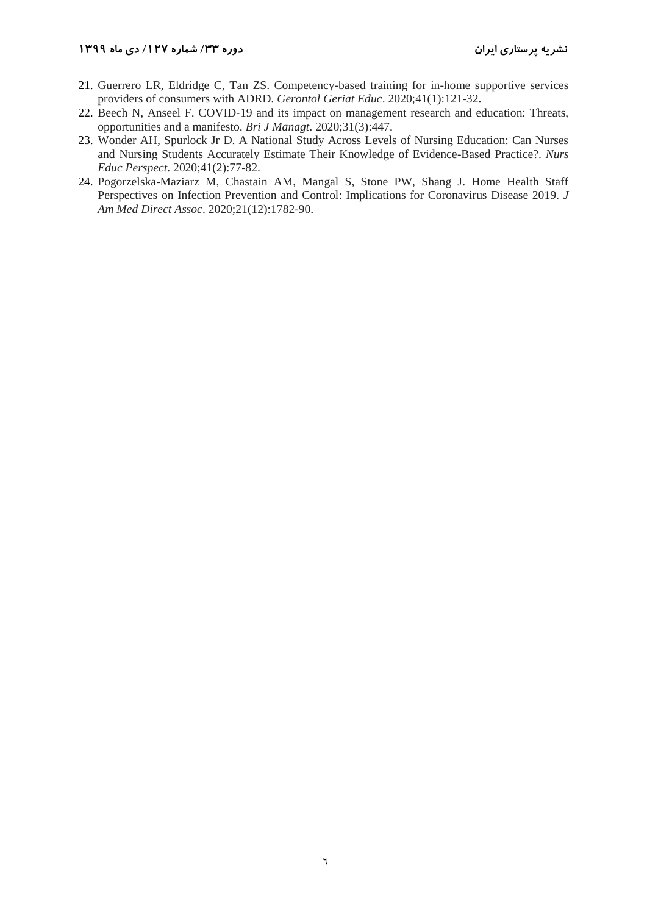21. Guerrero LR, Eldridge C, Tan ZS. Competency-based training for in-home supportive services providers of consumers with ADRD. *Gerontol Geriat Educ*. 2020;41(1):121-32.
22. Beech N, Anseel F. COVID‐19 and its impact on management research and education: Threats, opportunities and a manifesto. *Bri J Managt*. 2020;31(3):447.
23. Wonder AH, Spurlock Jr D. A National Study Across Levels of Nursing Education: Can Nurses and Nursing Students Accurately Estimate Their Knowledge of Evidence-Based Practice?. *Nurs Educ Perspect*. 2020;41(2):77-82.
24. Pogorzelska-Maziarz M, Chastain AM, Mangal S, Stone PW, Shang J. Home Health Staff Perspectives on Infection Prevention and Control: Implications for Coronavirus Disease 2019. *J Am Med Direct Assoc*. 2020;21(12):1782-90.